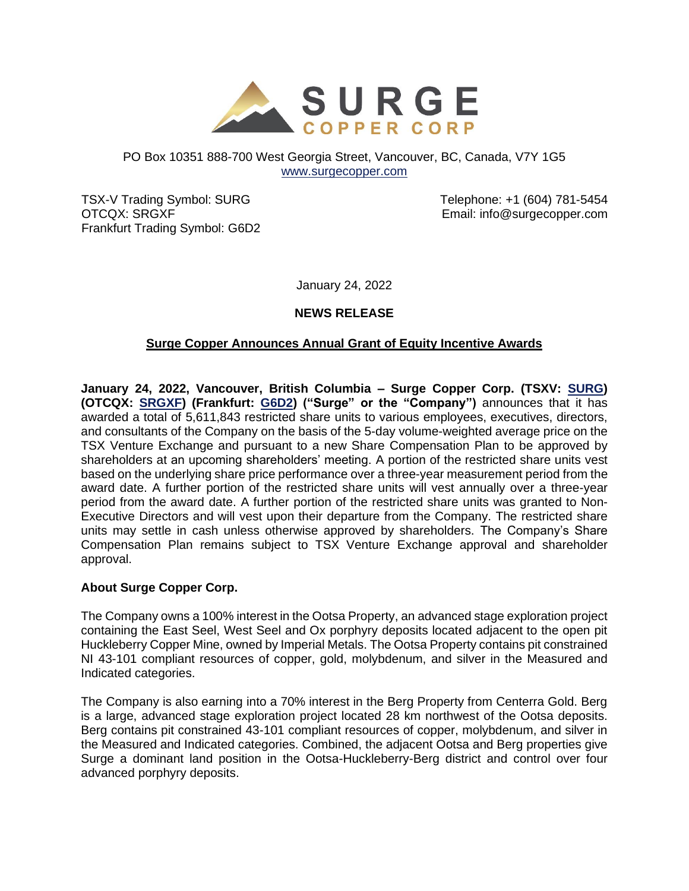# SURGE COPPER CORP

PO Box 10351 888-700 West Georgia Street, Vancouver, BC, Canada, V7Y 1G5
www.surgecopper.com

TSX-V Trading Symbol: SURG
OTCQX: SRGXF
Frankfurt Trading Symbol: G6D2

Telephone: +1 (604) 781-5454
Email: info@surgecopper.com

January 24, 2022

**NEWS RELEASE**

## Surge Copper Announces Annual Grant of Equity Incentive Awards

**January 24, 2022, Vancouver, British Columbia – Surge Copper Corp. (TSXV: SURG) (OTCQX: SRGXF) (Frankfurt: G6D2) ("Surge" or the "Company")** announces that it has awarded a total of 5,611,843 restricted share units to various employees, executives, directors, and consultants of the Company on the basis of the 5-day volume-weighted average price on the TSX Venture Exchange and pursuant to a new Share Compensation Plan to be approved by shareholders at an upcoming shareholders' meeting. A portion of the restricted share units vest based on the underlying share price performance over a three-year measurement period from the award date. A further portion of the restricted share units will vest annually over a three-year period from the award date. A further portion of the restricted share units was granted to Non-Executive Directors and will vest upon their departure from the Company. The restricted share units may settle in cash unless otherwise approved by shareholders. The Company's Share Compensation Plan remains subject to TSX Venture Exchange approval and shareholder approval.

### About Surge Copper Corp.

The Company owns a 100% interest in the Ootsa Property, an advanced stage exploration project containing the East Seel, West Seel and Ox porphyry deposits located adjacent to the open pit Huckleberry Copper Mine, owned by Imperial Metals. The Ootsa Property contains pit constrained NI 43-101 compliant resources of copper, gold, molybdenum, and silver in the Measured and Indicated categories.

The Company is also earning into a 70% interest in the Berg Property from Centerra Gold. Berg is a large, advanced stage exploration project located 28 km northwest of the Ootsa deposits. Berg contains pit constrained 43-101 compliant resources of copper, molybdenum, and silver in the Measured and Indicated categories. Combined, the adjacent Ootsa and Berg properties give Surge a dominant land position in the Ootsa-Huckleberry-Berg district and control over four advanced porphyry deposits.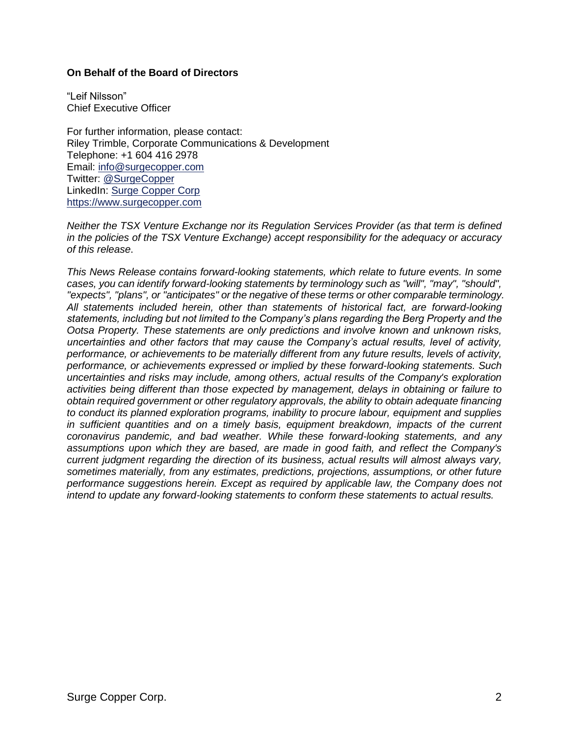**On Behalf of the Board of Directors**

"Leif Nilsson"
Chief Executive Officer

For further information, please contact:
Riley Trimble, Corporate Communications & Development
Telephone: +1 604 416 2978
Email: info@surgecopper.com
Twitter: @SurgeCopper
LinkedIn: Surge Copper Corp
https://www.surgecopper.com

*Neither the TSX Venture Exchange nor its Regulation Services Provider (as that term is defined in the policies of the TSX Venture Exchange) accept responsibility for the adequacy or accuracy of this release*.

*This News Release contains forward-looking statements, which relate to future events. In some cases, you can identify forward-looking statements by terminology such as "will", "may", "should", "expects", "plans", or "anticipates" or the negative of these terms or other comparable terminology. All statements included herein, other than statements of historical fact, are forward-looking statements, including but not limited to the Company's plans regarding the Berg Property and the Ootsa Property. These statements are only predictions and involve known and unknown risks, uncertainties and other factors that may cause the Company's actual results, level of activity, performance, or achievements to be materially different from any future results, levels of activity, performance, or achievements expressed or implied by these forward-looking statements. Such uncertainties and risks may include, among others, actual results of the Company's exploration activities being different than those expected by management, delays in obtaining or failure to obtain required government or other regulatory approvals, the ability to obtain adequate financing to conduct its planned exploration programs, inability to procure labour, equipment and supplies in sufficient quantities and on a timely basis, equipment breakdown, impacts of the current coronavirus pandemic, and bad weather. While these forward-looking statements, and any assumptions upon which they are based, are made in good faith, and reflect the Company's current judgment regarding the direction of its business, actual results will almost always vary, sometimes materially, from any estimates, predictions, projections, assumptions, or other future performance suggestions herein. Except as required by applicable law, the Company does not intend to update any forward-looking statements to conform these statements to actual results.*